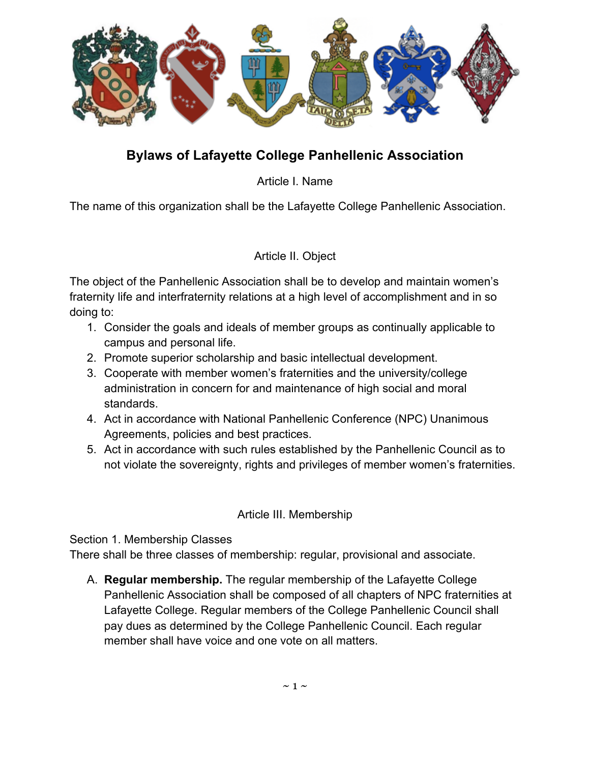# Bylaws of Lafayette College Panhellenic Association

## Article I. Name

The name of this organization shall be the Lafayette College Panhellenic Association.

## Article II. Object

The object of the Panhellenic Association shall be to develop and maintain women's fraternity life and interfraternity relations at a high level of accomplishment and in so doing to:

1. Consider the goals and ideals of member groups as continually applicable to campus and personal life.
2. Promote superior scholarship and basic intellectual development.
3. Cooperate with member women's fraternities and the university/college administration in concern for and maintenance of high social and moral standards.
4. Act in accordance with National Panhellenic Conference (NPC) Unanimous Agreements, policies and best practices.
5. Act in accordance with such rules established by the Panhellenic Council as to not violate the sovereignty, rights and privileges of member women's fraternities.

## Article III. Membership

### Section 1. Membership Classes

There shall be three classes of membership: regular, provisional and associate.

A. **Regular membership.** The regular membership of the Lafayette College Panhellenic Association shall be composed of all chapters of NPC fraternities at Lafayette College. Regular members of the College Panhellenic Council shall pay dues as determined by the College Panhellenic Council. Each regular member shall have voice and one vote on all matters.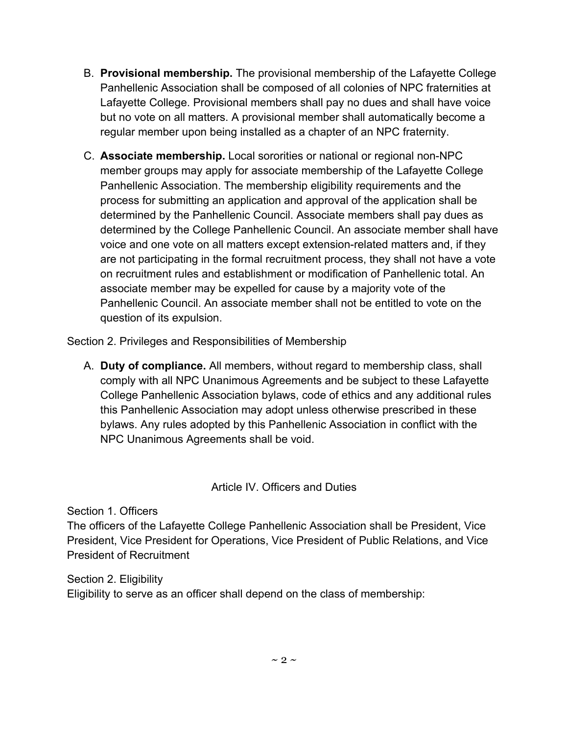B. **Provisional membership.** The provisional membership of the Lafayette College Panhellenic Association shall be composed of all colonies of NPC fraternities at Lafayette College. Provisional members shall pay no dues and shall have voice but no vote on all matters. A provisional member shall automatically become a regular member upon being installed as a chapter of an NPC fraternity.

C. **Associate membership.** Local sororities or national or regional non-NPC member groups may apply for associate membership of the Lafayette College Panhellenic Association. The membership eligibility requirements and the process for submitting an application and approval of the application shall be determined by the Panhellenic Council. Associate members shall pay dues as determined by the College Panhellenic Council. An associate member shall have voice and one vote on all matters except extension-related matters and, if they are not participating in the formal recruitment process, they shall not have a vote on recruitment rules and establishment or modification of Panhellenic total. An associate member may be expelled for cause by a majority vote of the Panhellenic Council. An associate member shall not be entitled to vote on the question of its expulsion.

Section 2. Privileges and Responsibilities of Membership

A. **Duty of compliance.** All members, without regard to membership class, shall comply with all NPC Unanimous Agreements and be subject to these Lafayette College Panhellenic Association bylaws, code of ethics and any additional rules this Panhellenic Association may adopt unless otherwise prescribed in these bylaws. Any rules adopted by this Panhellenic Association in conflict with the NPC Unanimous Agreements shall be void.

## Article IV. Officers and Duties

Section 1. Officers
The officers of the Lafayette College Panhellenic Association shall be President, Vice President, Vice President for Operations, Vice President of Public Relations, and Vice President of Recruitment

Section 2. Eligibility
Eligibility to serve as an officer shall depend on the class of membership: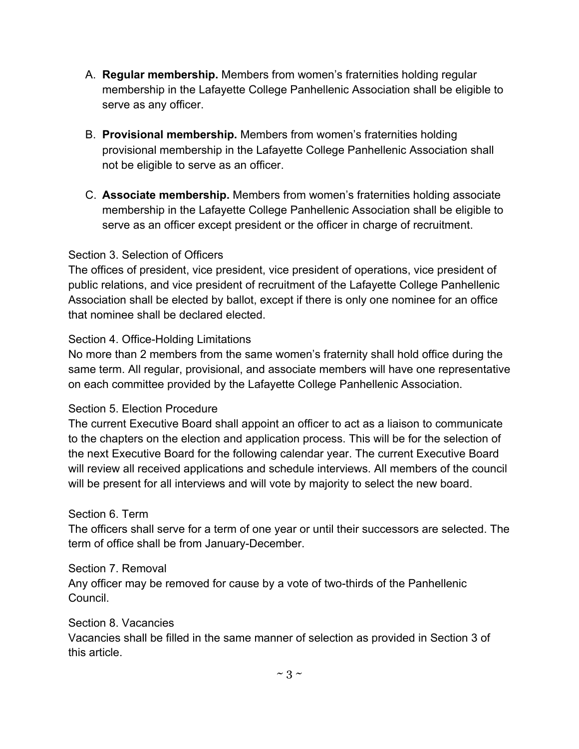A. **Regular membership.** Members from women's fraternities holding regular membership in the Lafayette College Panhellenic Association shall be eligible to serve as any officer.

B. **Provisional membership.** Members from women's fraternities holding provisional membership in the Lafayette College Panhellenic Association shall not be eligible to serve as an officer.

C. **Associate membership.** Members from women's fraternities holding associate membership in the Lafayette College Panhellenic Association shall be eligible to serve as an officer except president or the officer in charge of recruitment.

Section 3. Selection of Officers

The offices of president, vice president, vice president of operations, vice president of public relations, and vice president of recruitment of the Lafayette College Panhellenic Association shall be elected by ballot, except if there is only one nominee for an office that nominee shall be declared elected.

Section 4. Office-Holding Limitations

No more than 2 members from the same women's fraternity shall hold office during the same term. All regular, provisional, and associate members will have one representative on each committee provided by the Lafayette College Panhellenic Association.

Section 5. Election Procedure

The current Executive Board shall appoint an officer to act as a liaison to communicate to the chapters on the election and application process. This will be for the selection of the next Executive Board for the following calendar year. The current Executive Board will review all received applications and schedule interviews. All members of the council will be present for all interviews and will vote by majority to select the new board.

Section 6. Term

The officers shall serve for a term of one year or until their successors are selected. The term of office shall be from January-December.

Section 7. Removal

Any officer may be removed for cause by a vote of two-thirds of the Panhellenic Council.

Section 8. Vacancies

Vacancies shall be filled in the same manner of selection as provided in Section 3 of this article.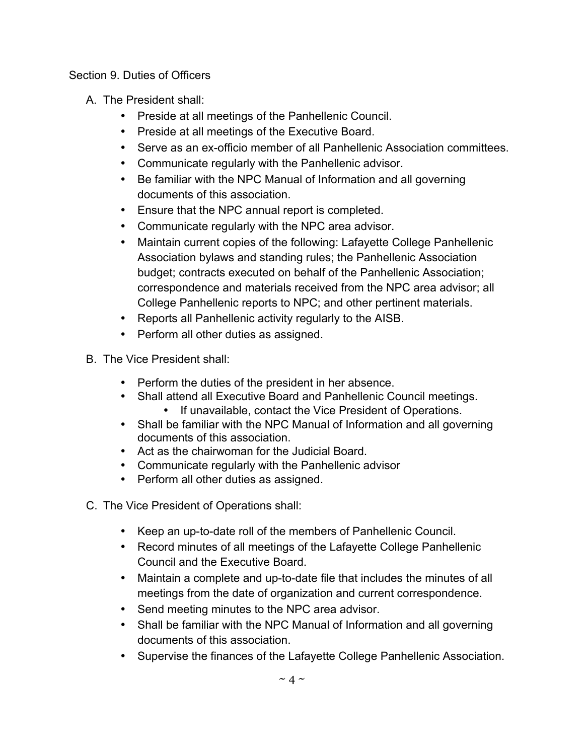Section 9. Duties of Officers

A. The President shall:
   - Preside at all meetings of the Panhellenic Council.
   - Preside at all meetings of the Executive Board.
   - Serve as an ex-officio member of all Panhellenic Association committees.
   - Communicate regularly with the Panhellenic advisor.
   - Be familiar with the NPC Manual of Information and all governing documents of this association.
   - Ensure that the NPC annual report is completed.
   - Communicate regularly with the NPC area advisor.
   - Maintain current copies of the following: Lafayette College Panhellenic Association bylaws and standing rules; the Panhellenic Association budget; contracts executed on behalf of the Panhellenic Association; correspondence and materials received from the NPC area advisor; all College Panhellenic reports to NPC; and other pertinent materials.
   - Reports all Panhellenic activity regularly to the AISB.
   - Perform all other duties as assigned.

B. The Vice President shall:
   - Perform the duties of the president in her absence.
   - Shall attend all Executive Board and Panhellenic Council meetings.
     - If unavailable, contact the Vice President of Operations.
   - Shall be familiar with the NPC Manual of Information and all governing documents of this association.
   - Act as the chairwoman for the Judicial Board.
   - Communicate regularly with the Panhellenic advisor
   - Perform all other duties as assigned.

C. The Vice President of Operations shall:
   - Keep an up-to-date roll of the members of Panhellenic Council.
   - Record minutes of all meetings of the Lafayette College Panhellenic Council and the Executive Board.
   - Maintain a complete and up-to-date file that includes the minutes of all meetings from the date of organization and current correspondence.
   - Send meeting minutes to the NPC area advisor.
   - Shall be familiar with the NPC Manual of Information and all governing documents of this association.
   - Supervise the finances of the Lafayette College Panhellenic Association.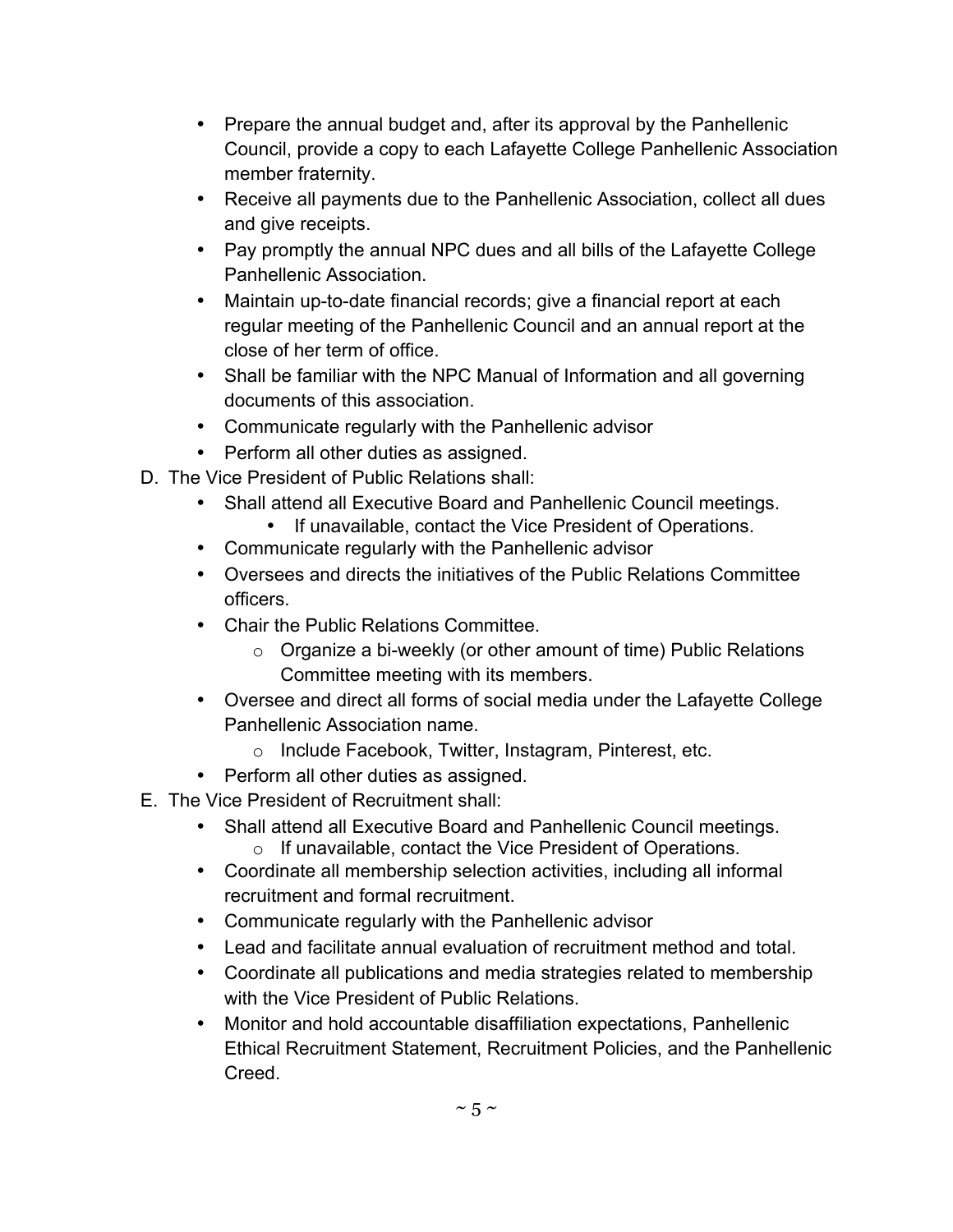- Prepare the annual budget and, after its approval by the Panhellenic Council, provide a copy to each Lafayette College Panhellenic Association member fraternity.
- Receive all payments due to the Panhellenic Association, collect all dues and give receipts.
- Pay promptly the annual NPC dues and all bills of the Lafayette College Panhellenic Association.
- Maintain up-to-date financial records; give a financial report at each regular meeting of the Panhellenic Council and an annual report at the close of her term of office.
- Shall be familiar with the NPC Manual of Information and all governing documents of this association.
- Communicate regularly with the Panhellenic advisor
- Perform all other duties as assigned.

D. The Vice President of Public Relations shall:

- Shall attend all Executive Board and Panhellenic Council meetings.
    - If unavailable, contact the Vice President of Operations.
- Communicate regularly with the Panhellenic advisor
- Oversees and directs the initiatives of the Public Relations Committee officers.
- Chair the Public Relations Committee.
    - Organize a bi-weekly (or other amount of time) Public Relations Committee meeting with its members.
- Oversee and direct all forms of social media under the Lafayette College Panhellenic Association name.
    - Include Facebook, Twitter, Instagram, Pinterest, etc.
- Perform all other duties as assigned.

E. The Vice President of Recruitment shall:

- Shall attend all Executive Board and Panhellenic Council meetings.
    - If unavailable, contact the Vice President of Operations.
- Coordinate all membership selection activities, including all informal recruitment and formal recruitment.
- Communicate regularly with the Panhellenic advisor
- Lead and facilitate annual evaluation of recruitment method and total.
- Coordinate all publications and media strategies related to membership with the Vice President of Public Relations.
- Monitor and hold accountable disaffiliation expectations, Panhellenic Ethical Recruitment Statement, Recruitment Policies, and the Panhellenic Creed.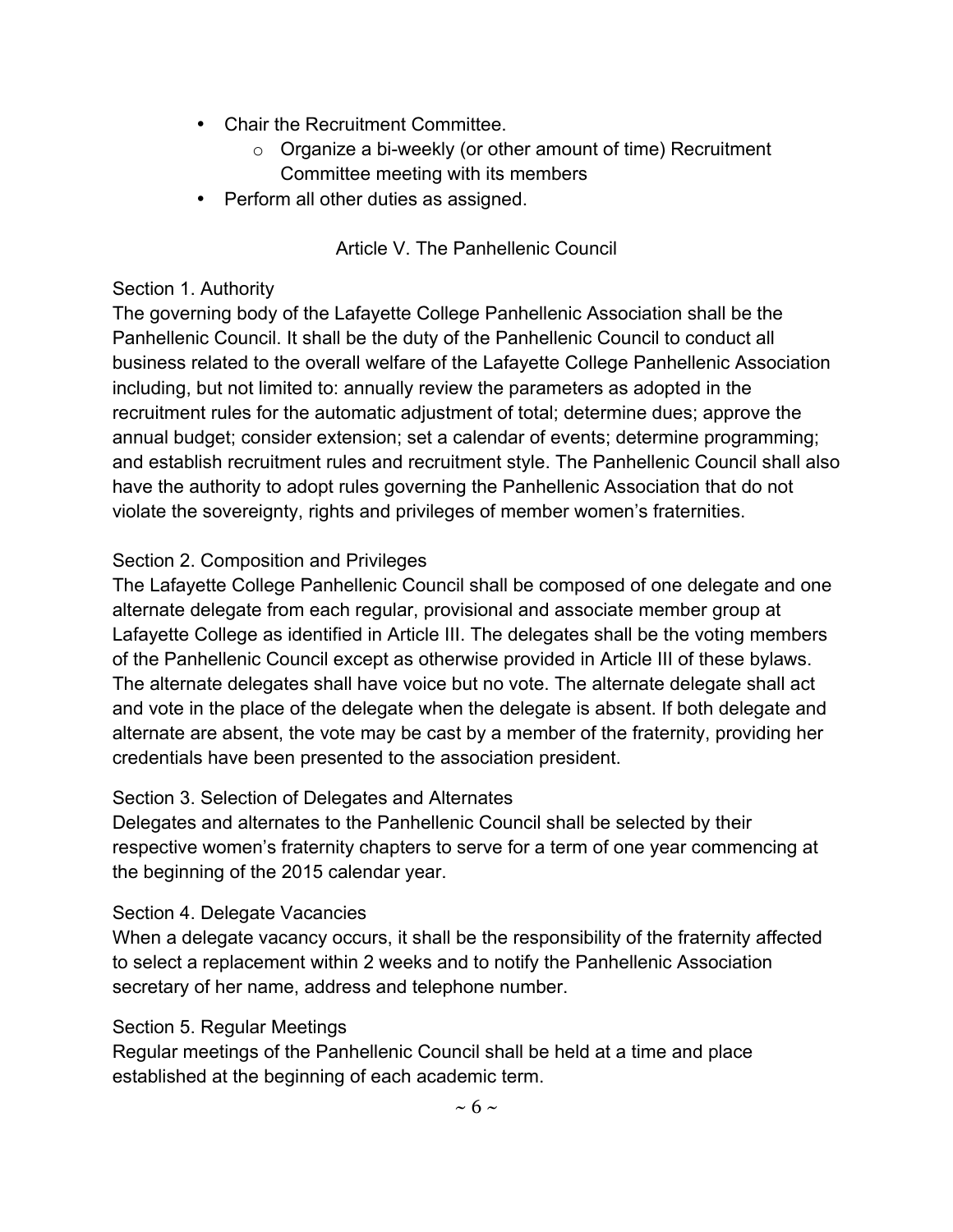- Chair the Recruitment Committee.
    - Organize a bi-weekly (or other amount of time) Recruitment Committee meeting with its members
- Perform all other duties as assigned.

## Article V. The Panhellenic Council

### Section 1. Authority

The governing body of the Lafayette College Panhellenic Association shall be the Panhellenic Council. It shall be the duty of the Panhellenic Council to conduct all business related to the overall welfare of the Lafayette College Panhellenic Association including, but not limited to: annually review the parameters as adopted in the recruitment rules for the automatic adjustment of total; determine dues; approve the annual budget; consider extension; set a calendar of events; determine programming; and establish recruitment rules and recruitment style. The Panhellenic Council shall also have the authority to adopt rules governing the Panhellenic Association that do not violate the sovereignty, rights and privileges of member women's fraternities.

### Section 2. Composition and Privileges

The Lafayette College Panhellenic Council shall be composed of one delegate and one alternate delegate from each regular, provisional and associate member group at Lafayette College as identified in Article III. The delegates shall be the voting members of the Panhellenic Council except as otherwise provided in Article III of these bylaws. The alternate delegates shall have voice but no vote. The alternate delegate shall act and vote in the place of the delegate when the delegate is absent. If both delegate and alternate are absent, the vote may be cast by a member of the fraternity, providing her credentials have been presented to the association president.

### Section 3. Selection of Delegates and Alternates

Delegates and alternates to the Panhellenic Council shall be selected by their respective women's fraternity chapters to serve for a term of one year commencing at the beginning of the 2015 calendar year.

### Section 4. Delegate Vacancies

When a delegate vacancy occurs, it shall be the responsibility of the fraternity affected to select a replacement within 2 weeks and to notify the Panhellenic Association secretary of her name, address and telephone number.

### Section 5. Regular Meetings

Regular meetings of the Panhellenic Council shall be held at a time and place established at the beginning of each academic term.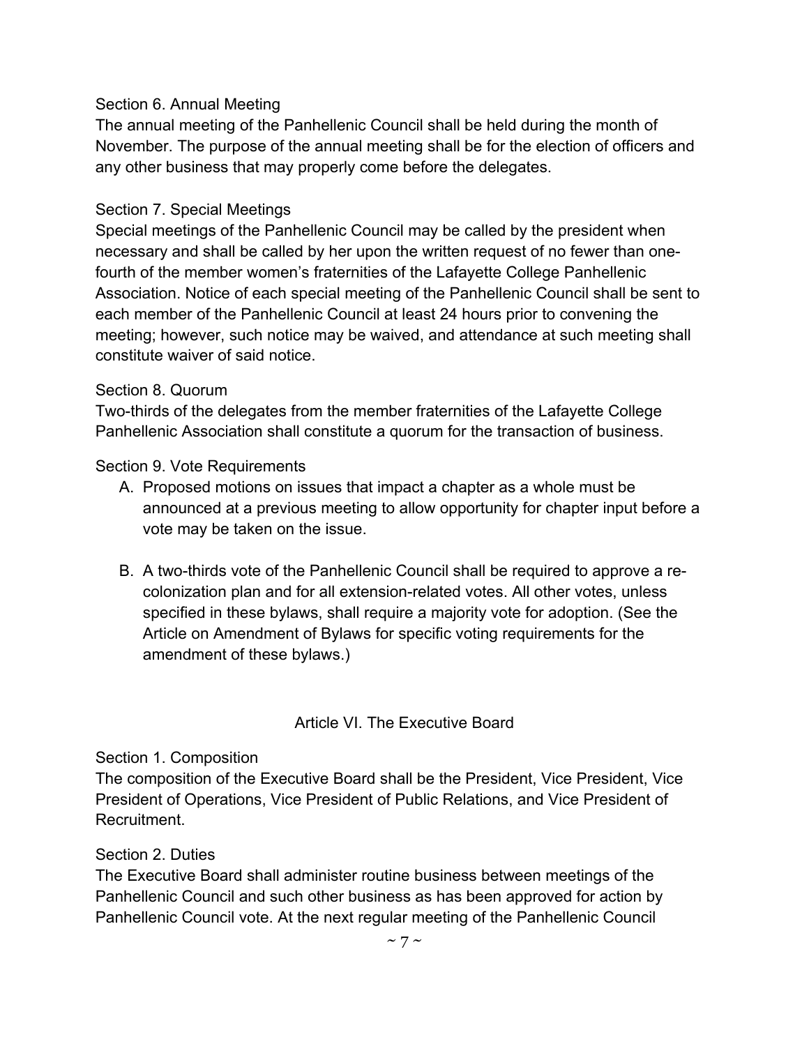Section 6. Annual Meeting

The annual meeting of the Panhellenic Council shall be held during the month of November. The purpose of the annual meeting shall be for the election of officers and any other business that may properly come before the delegates.

Section 7. Special Meetings

Special meetings of the Panhellenic Council may be called by the president when necessary and shall be called by her upon the written request of no fewer than one-fourth of the member women's fraternities of the Lafayette College Panhellenic Association. Notice of each special meeting of the Panhellenic Council shall be sent to each member of the Panhellenic Council at least 24 hours prior to convening the meeting; however, such notice may be waived, and attendance at such meeting shall constitute waiver of said notice.

Section 8. Quorum

Two-thirds of the delegates from the member fraternities of the Lafayette College Panhellenic Association shall constitute a quorum for the transaction of business.

Section 9. Vote Requirements

A. Proposed motions on issues that impact a chapter as a whole must be announced at a previous meeting to allow opportunity for chapter input before a vote may be taken on the issue.

B. A two-thirds vote of the Panhellenic Council shall be required to approve a re-colonization plan and for all extension-related votes. All other votes, unless specified in these bylaws, shall require a majority vote for adoption. (See the Article on Amendment of Bylaws for specific voting requirements for the amendment of these bylaws.)

## Article VI. The Executive Board

Section 1. Composition

The composition of the Executive Board shall be the President, Vice President, Vice President of Operations, Vice President of Public Relations, and Vice President of Recruitment.

Section 2. Duties

The Executive Board shall administer routine business between meetings of the Panhellenic Council and such other business as has been approved for action by Panhellenic Council vote. At the next regular meeting of the Panhellenic Council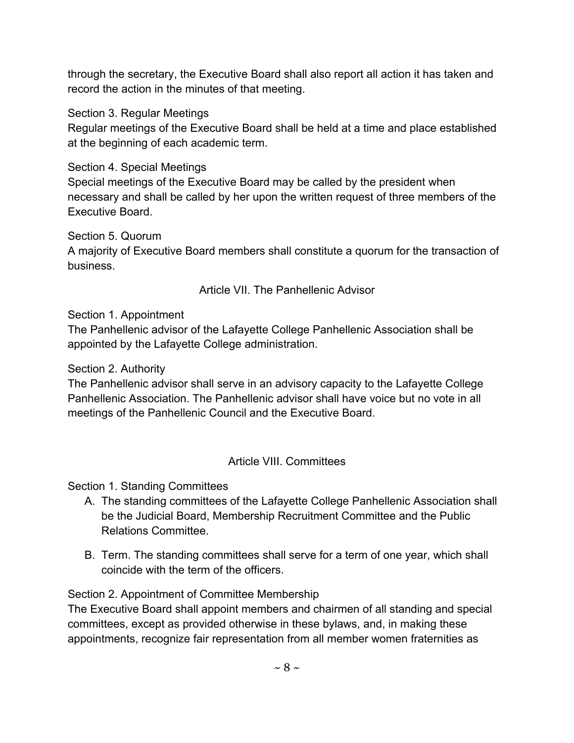through the secretary, the Executive Board shall also report all action it has taken and record the action in the minutes of that meeting.

Section 3. Regular Meetings
Regular meetings of the Executive Board shall be held at a time and place established at the beginning of each academic term.

Section 4. Special Meetings
Special meetings of the Executive Board may be called by the president when necessary and shall be called by her upon the written request of three members of the Executive Board.

Section 5. Quorum
A majority of Executive Board members shall constitute a quorum for the transaction of business.

## Article VII. The Panhellenic Advisor

Section 1. Appointment
The Panhellenic advisor of the Lafayette College Panhellenic Association shall be appointed by the Lafayette College administration.

Section 2. Authority
The Panhellenic advisor shall serve in an advisory capacity to the Lafayette College Panhellenic Association. The Panhellenic advisor shall have voice but no vote in all meetings of the Panhellenic Council and the Executive Board.

## Article VIII. Committees

Section 1. Standing Committees

A. The standing committees of the Lafayette College Panhellenic Association shall be the Judicial Board, Membership Recruitment Committee and the Public Relations Committee.

B. Term. The standing committees shall serve for a term of one year, which shall coincide with the term of the officers.

Section 2. Appointment of Committee Membership
The Executive Board shall appoint members and chairmen of all standing and special committees, except as provided otherwise in these bylaws, and, in making these appointments, recognize fair representation from all member women fraternities as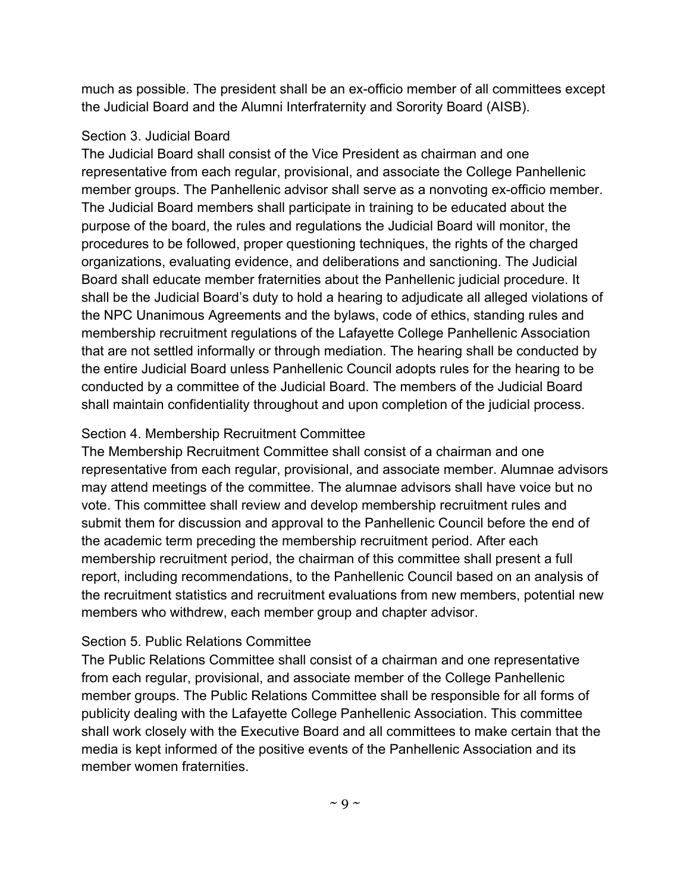much as possible. The president shall be an ex-officio member of all committees except the Judicial Board and the Alumni Interfraternity and Sorority Board (AISB).

### Section 3. Judicial Board

The Judicial Board shall consist of the Vice President as chairman and one representative from each regular, provisional, and associate the College Panhellenic member groups. The Panhellenic advisor shall serve as a nonvoting ex-officio member. The Judicial Board members shall participate in training to be educated about the purpose of the board, the rules and regulations the Judicial Board will monitor, the procedures to be followed, proper questioning techniques, the rights of the charged organizations, evaluating evidence, and deliberations and sanctioning. The Judicial Board shall educate member fraternities about the Panhellenic judicial procedure. It shall be the Judicial Board's duty to hold a hearing to adjudicate all alleged violations of the NPC Unanimous Agreements and the bylaws, code of ethics, standing rules and membership recruitment regulations of the Lafayette College Panhellenic Association that are not settled informally or through mediation. The hearing shall be conducted by the entire Judicial Board unless Panhellenic Council adopts rules for the hearing to be conducted by a committee of the Judicial Board. The members of the Judicial Board shall maintain confidentiality throughout and upon completion of the judicial process.

### Section 4. Membership Recruitment Committee

The Membership Recruitment Committee shall consist of a chairman and one representative from each regular, provisional, and associate member. Alumnae advisors may attend meetings of the committee. The alumnae advisors shall have voice but no vote. This committee shall review and develop membership recruitment rules and submit them for discussion and approval to the Panhellenic Council before the end of the academic term preceding the membership recruitment period. After each membership recruitment period, the chairman of this committee shall present a full report, including recommendations, to the Panhellenic Council based on an analysis of the recruitment statistics and recruitment evaluations from new members, potential new members who withdrew, each member group and chapter advisor.

### Section 5. Public Relations Committee

The Public Relations Committee shall consist of a chairman and one representative from each regular, provisional, and associate member of the College Panhellenic member groups. The Public Relations Committee shall be responsible for all forms of publicity dealing with the Lafayette College Panhellenic Association. This committee shall work closely with the Executive Board and all committees to make certain that the media is kept informed of the positive events of the Panhellenic Association and its member women fraternities.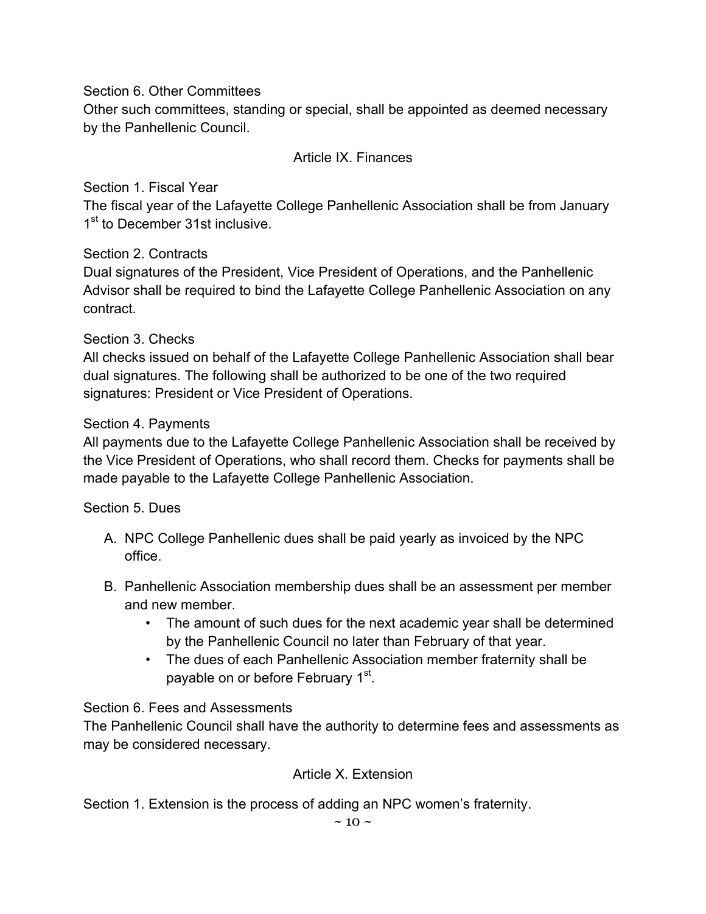Section 6. Other Committees

Other such committees, standing or special, shall be appointed as deemed necessary by the Panhellenic Council.

## Article IX. Finances

Section 1. Fiscal Year

The fiscal year of the Lafayette College Panhellenic Association shall be from January 1st to December 31st inclusive.

Section 2. Contracts

Dual signatures of the President, Vice President of Operations, and the Panhellenic Advisor shall be required to bind the Lafayette College Panhellenic Association on any contract.

Section 3. Checks

All checks issued on behalf of the Lafayette College Panhellenic Association shall bear dual signatures. The following shall be authorized to be one of the two required signatures: President or Vice President of Operations.

Section 4. Payments

All payments due to the Lafayette College Panhellenic Association shall be received by the Vice President of Operations, who shall record them. Checks for payments shall be made payable to the Lafayette College Panhellenic Association.

Section 5. Dues

A. NPC College Panhellenic dues shall be paid yearly as invoiced by the NPC office.

B. Panhellenic Association membership dues shall be an assessment per member and new member.
   - The amount of such dues for the next academic year shall be determined by the Panhellenic Council no later than February of that year.
   - The dues of each Panhellenic Association member fraternity shall be payable on or before February 1st.

Section 6. Fees and Assessments

The Panhellenic Council shall have the authority to determine fees and assessments as may be considered necessary.

## Article X. Extension

Section 1. Extension is the process of adding an NPC women's fraternity.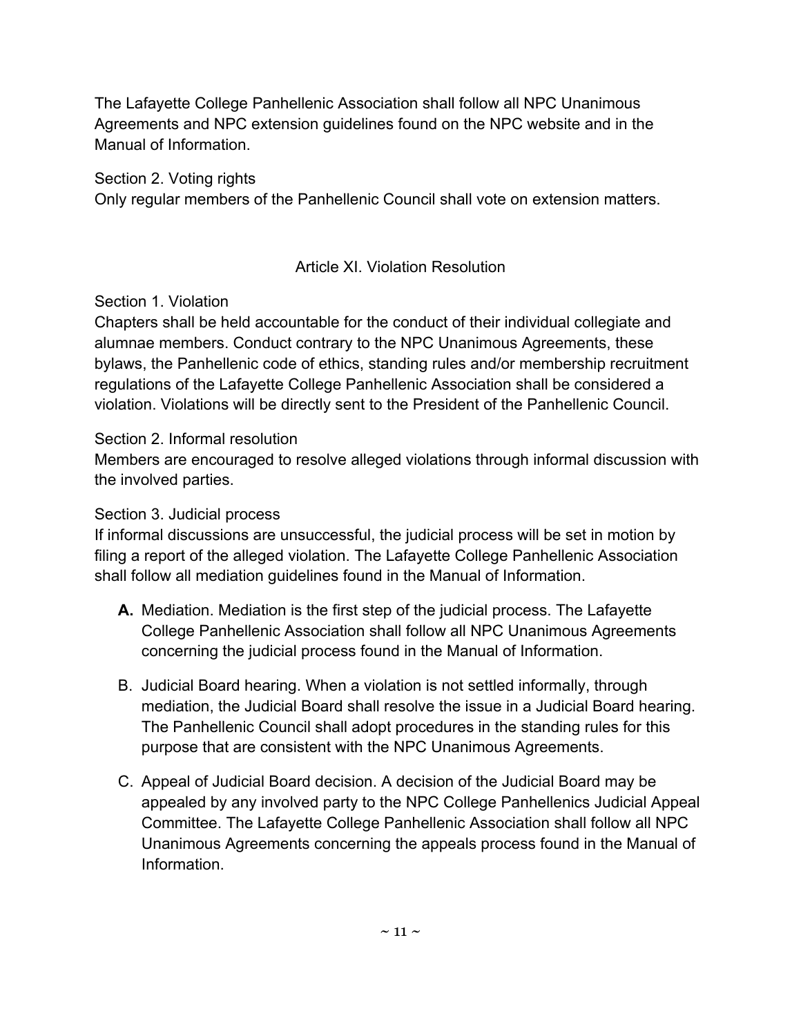The Lafayette College Panhellenic Association shall follow all NPC Unanimous Agreements and NPC extension guidelines found on the NPC website and in the Manual of Information.

Section 2. Voting rights
Only regular members of the Panhellenic Council shall vote on extension matters.

## Article XI. Violation Resolution

Section 1. Violation
Chapters shall be held accountable for the conduct of their individual collegiate and alumnae members. Conduct contrary to the NPC Unanimous Agreements, these bylaws, the Panhellenic code of ethics, standing rules and/or membership recruitment regulations of the Lafayette College Panhellenic Association shall be considered a violation. Violations will be directly sent to the President of the Panhellenic Council.

Section 2. Informal resolution
Members are encouraged to resolve alleged violations through informal discussion with the involved parties.

Section 3. Judicial process
If informal discussions are unsuccessful, the judicial process will be set in motion by filing a report of the alleged violation. The Lafayette College Panhellenic Association shall follow all mediation guidelines found in the Manual of Information.

- **A.** Mediation. Mediation is the first step of the judicial process. The Lafayette College Panhellenic Association shall follow all NPC Unanimous Agreements concerning the judicial process found in the Manual of Information.
- B. Judicial Board hearing. When a violation is not settled informally, through mediation, the Judicial Board shall resolve the issue in a Judicial Board hearing. The Panhellenic Council shall adopt procedures in the standing rules for this purpose that are consistent with the NPC Unanimous Agreements.
- C. Appeal of Judicial Board decision. A decision of the Judicial Board may be appealed by any involved party to the NPC College Panhellenics Judicial Appeal Committee. The Lafayette College Panhellenic Association shall follow all NPC Unanimous Agreements concerning the appeals process found in the Manual of Information.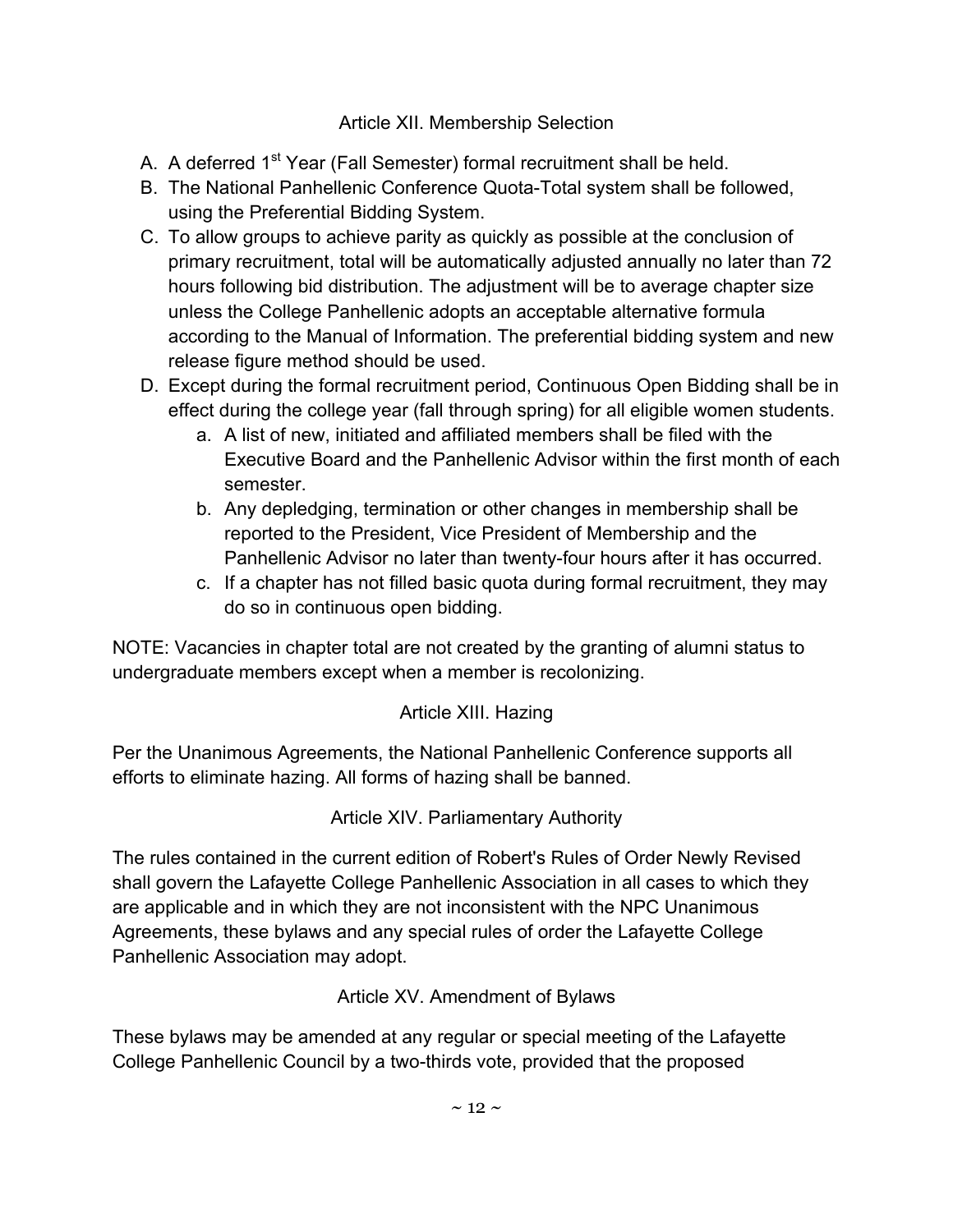## Article XII. Membership Selection

A. A deferred 1st Year (Fall Semester) formal recruitment shall be held.
B. The National Panhellenic Conference Quota-Total system shall be followed, using the Preferential Bidding System.
C. To allow groups to achieve parity as quickly as possible at the conclusion of primary recruitment, total will be automatically adjusted annually no later than 72 hours following bid distribution. The adjustment will be to average chapter size unless the College Panhellenic adopts an acceptable alternative formula according to the Manual of Information. The preferential bidding system and new release figure method should be used.
D. Except during the formal recruitment period, Continuous Open Bidding shall be in effect during the college year (fall through spring) for all eligible women students.
    a. A list of new, initiated and affiliated members shall be filed with the Executive Board and the Panhellenic Advisor within the first month of each semester.
    b. Any depledging, termination or other changes in membership shall be reported to the President, Vice President of Membership and the Panhellenic Advisor no later than twenty-four hours after it has occurred.
    c. If a chapter has not filled basic quota during formal recruitment, they may do so in continuous open bidding.

NOTE: Vacancies in chapter total are not created by the granting of alumni status to undergraduate members except when a member is recolonizing.

## Article XIII. Hazing

Per the Unanimous Agreements, the National Panhellenic Conference supports all efforts to eliminate hazing. All forms of hazing shall be banned.

## Article XIV. Parliamentary Authority

The rules contained in the current edition of Robert's Rules of Order Newly Revised shall govern the Lafayette College Panhellenic Association in all cases to which they are applicable and in which they are not inconsistent with the NPC Unanimous Agreements, these bylaws and any special rules of order the Lafayette College Panhellenic Association may adopt.

## Article XV. Amendment of Bylaws

These bylaws may be amended at any regular or special meeting of the Lafayette College Panhellenic Council by a two-thirds vote, provided that the proposed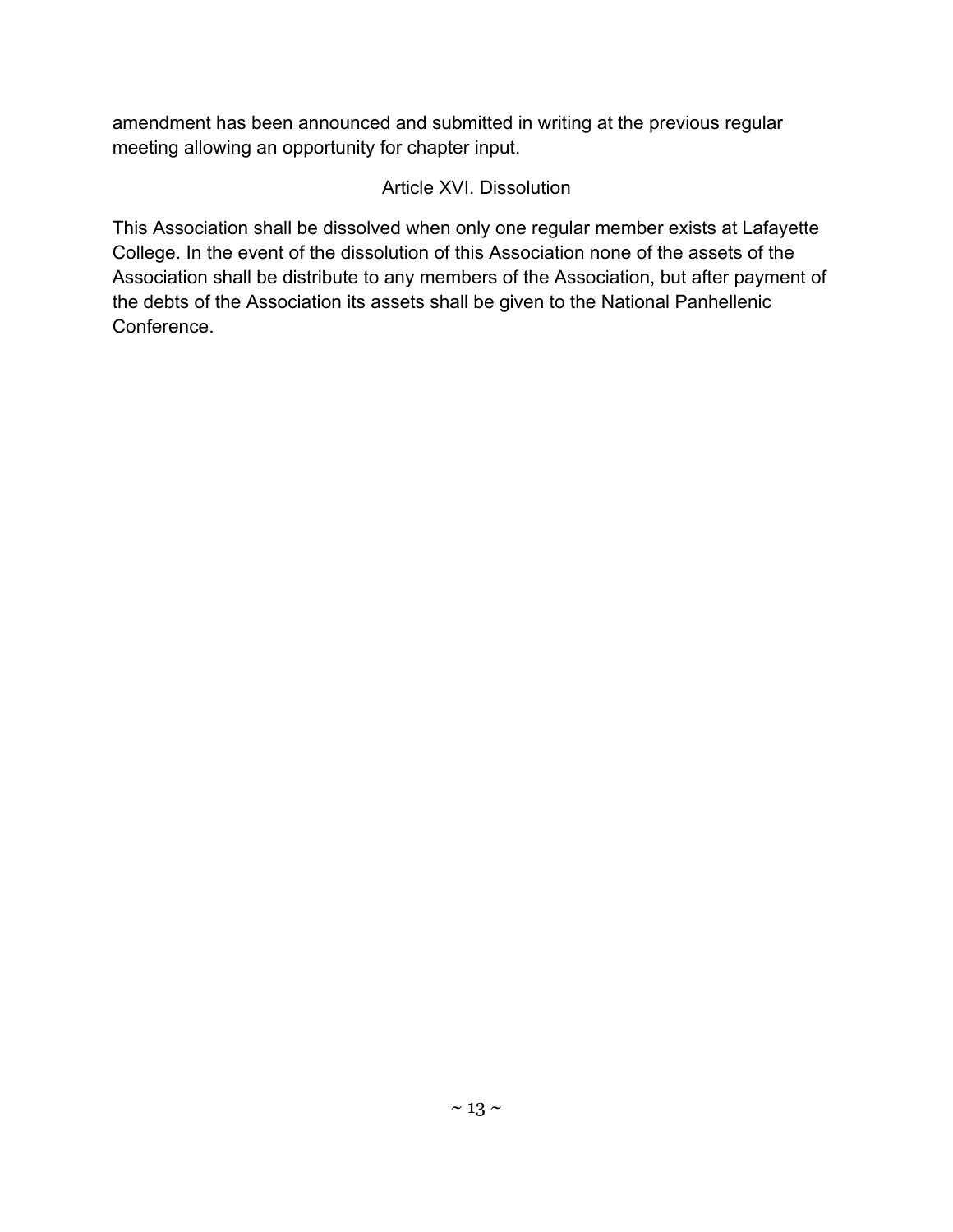amendment has been announced and submitted in writing at the previous regular meeting allowing an opportunity for chapter input.

## Article XVI. Dissolution

This Association shall be dissolved when only one regular member exists at Lafayette College. In the event of the dissolution of this Association none of the assets of the Association shall be distribute to any members of the Association, but after payment of the debts of the Association its assets shall be given to the National Panhellenic Conference.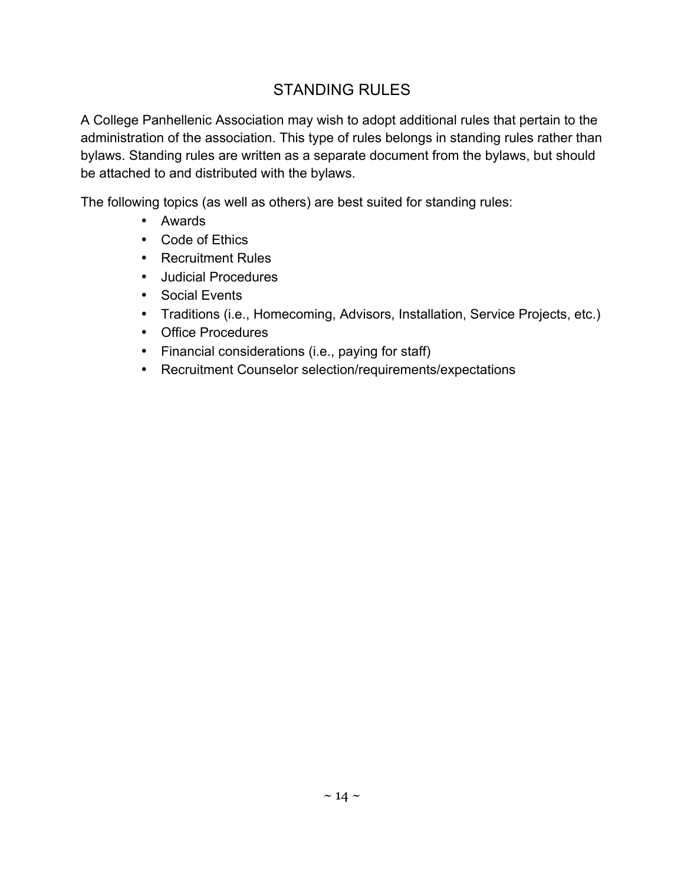# STANDING RULES

A College Panhellenic Association may wish to adopt additional rules that pertain to the administration of the association. This type of rules belongs in standing rules rather than bylaws. Standing rules are written as a separate document from the bylaws, but should be attached to and distributed with the bylaws.

The following topics (as well as others) are best suited for standing rules:

- Awards
- Code of Ethics
- Recruitment Rules
- Judicial Procedures
- Social Events
- Traditions (i.e., Homecoming, Advisors, Installation, Service Projects, etc.)
- Office Procedures
- Financial considerations (i.e., paying for staff)
- Recruitment Counselor selection/requirements/expectations